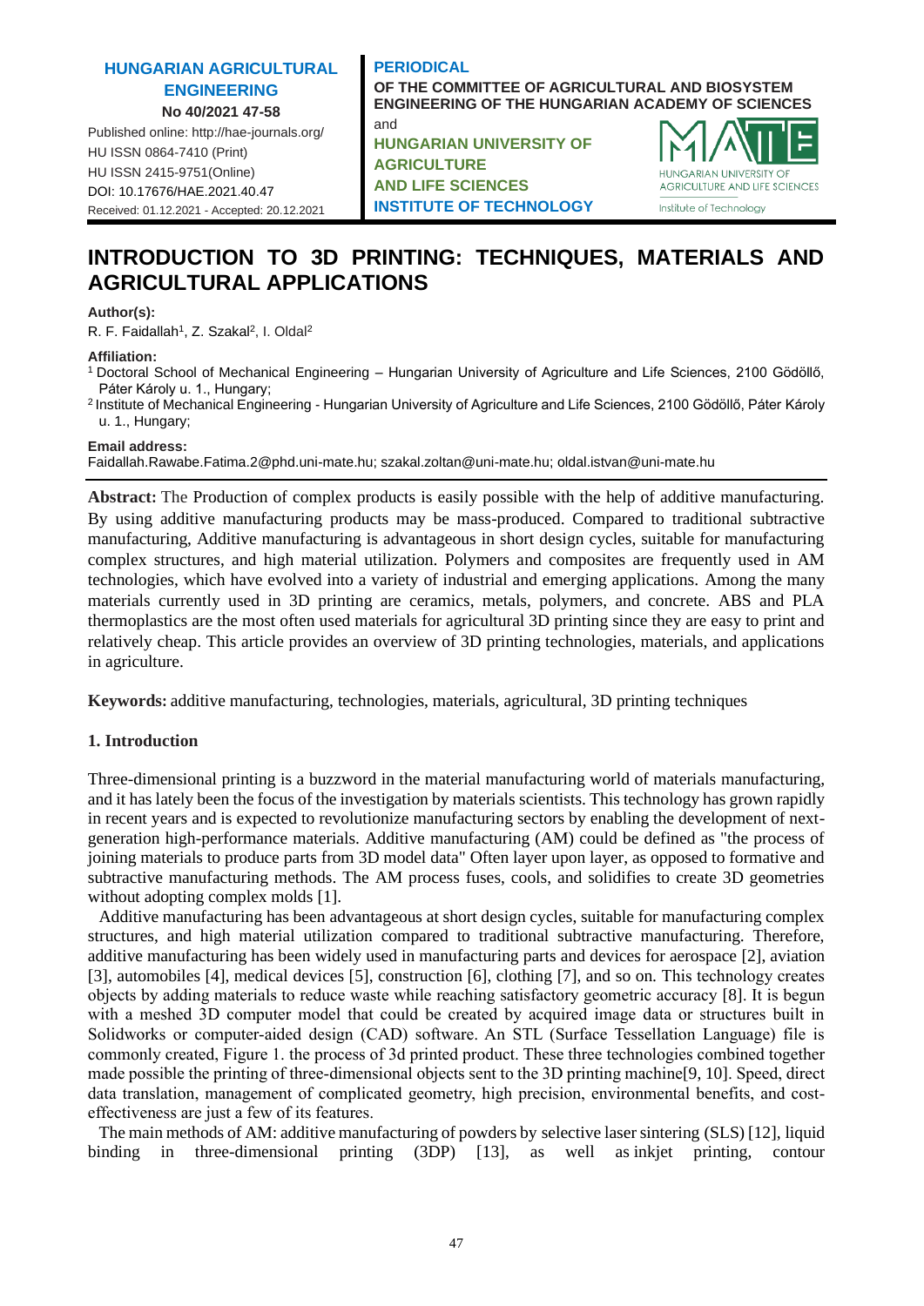HUNGARIAN AGRICULTURAL ENGINEERING
No 40/2021 47-58
Published online: http://hae-journals.org/
HU ISSN 0864-7410 (Print)
HU ISSN 2415-9751(Online)
DOI: 10.17676/HAE.2021.40.47
Received: 01.12.2021 - Accepted: 20.12.2021

PERIODICAL
OF THE COMMITTEE OF AGRICULTURAL AND BIOSYSTEM ENGINEERING OF THE HUNGARIAN ACADEMY OF SCIENCES
and
HUNGARIAN UNIVERSITY OF AGRICULTURE AND LIFE SCIENCES
INSTITUTE OF TECHNOLOGY

# INTRODUCTION TO 3D PRINTING: TECHNIQUES, MATERIALS AND AGRICULTURAL APPLICATIONS

**Author(s):**
R. F. Faidallah[1], Z. Szakal[2], I. Oldal[2]

**Affiliation:**
[1] Doctoral School of Mechanical Engineering – Hungarian University of Agriculture and Life Sciences, 2100 Gödöllő, Páter Károly u. 1., Hungary;
[2] Institute of Mechanical Engineering - Hungarian University of Agriculture and Life Sciences, 2100 Gödöllő, Páter Károly u. 1., Hungary;

**Email address:**
Faidallah.Rawabe.Fatima.2@phd.uni-mate.hu; szakal.zoltan@uni-mate.hu; oldal.istvan@uni-mate.hu

**Abstract:** The Production of complex products is easily possible with the help of additive manufacturing. By using additive manufacturing products may be mass-produced. Compared to traditional subtractive manufacturing, Additive manufacturing is advantageous in short design cycles, suitable for manufacturing complex structures, and high material utilization. Polymers and composites are frequently used in AM technologies, which have evolved into a variety of industrial and emerging applications. Among the many materials currently used in 3D printing are ceramics, metals, polymers, and concrete. ABS and PLA thermoplastics are the most often used materials for agricultural 3D printing since they are easy to print and relatively cheap. This article provides an overview of 3D printing technologies, materials, and applications in agriculture.

**Keywords:** additive manufacturing, technologies, materials, agricultural, 3D printing techniques

## 1. Introduction

Three-dimensional printing is a buzzword in the material manufacturing world of materials manufacturing, and it has lately been the focus of the investigation by materials scientists. This technology has grown rapidly in recent years and is expected to revolutionize manufacturing sectors by enabling the development of next-generation high-performance materials. Additive manufacturing (AM) could be defined as "the process of joining materials to produce parts from 3D model data" Often layer upon layer, as opposed to formative and subtractive manufacturing methods. The AM process fuses, cools, and solidifies to create 3D geometries without adopting complex molds [1].

Additive manufacturing has been advantageous at short design cycles, suitable for manufacturing complex structures, and high material utilization compared to traditional subtractive manufacturing. Therefore, additive manufacturing has been widely used in manufacturing parts and devices for aerospace [2], aviation [3], automobiles [4], medical devices [5], construction [6], clothing [7], and so on. This technology creates objects by adding materials to reduce waste while reaching satisfactory geometric accuracy [8]. It is begun with a meshed 3D computer model that could be created by acquired image data or structures built in Solidworks or computer-aided design (CAD) software. An STL (Surface Tessellation Language) file is commonly created, Figure 1. the process of 3d printed product. These three technologies combined together made possible the printing of three-dimensional objects sent to the 3D printing machine[9, 10]. Speed, direct data translation, management of complicated geometry, high precision, environmental benefits, and cost-effectiveness are just a few of its features.

The main methods of AM: additive manufacturing of powders by selective laser sintering (SLS) [12], liquid binding in three-dimensional printing (3DP) [13], as well as inkjet printing, contour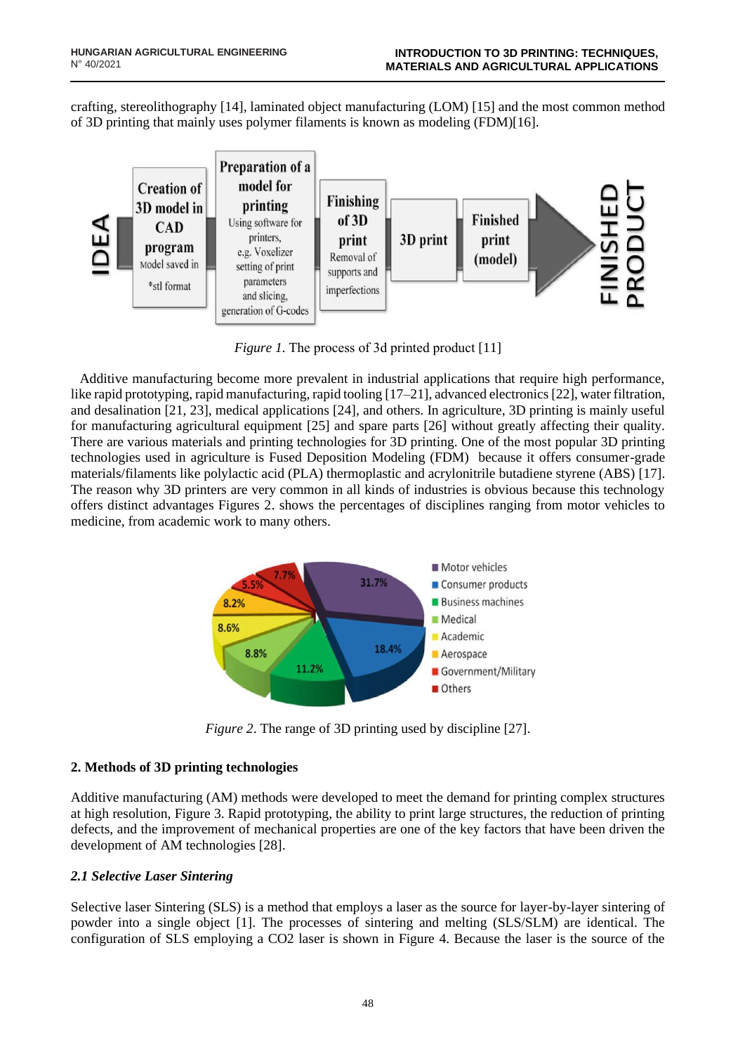crafting, stereolithography [14], laminated object manufacturing (LOM) [15] and the most common method of 3D printing that mainly uses polymer filaments is known as modeling (FDM)[16].

*Figure 1*. The process of 3d printed product [11]

Additive manufacturing become more prevalent in industrial applications that require high performance, like rapid prototyping, rapid manufacturing, rapid tooling [17–21], advanced electronics [22], water filtration, and desalination [21, 23], medical applications [24], and others. In agriculture, 3D printing is mainly useful for manufacturing agricultural equipment [25] and spare parts [26] without greatly affecting their quality. There are various materials and printing technologies for 3D printing. One of the most popular 3D printing technologies used in agriculture is Fused Deposition Modeling (FDM) because it offers consumer-grade materials/filaments like polylactic acid (PLA) thermoplastic and acrylonitrile butadiene styrene (ABS) [17]. The reason why 3D printers are very common in all kinds of industries is obvious because this technology offers distinct advantages Figures 2. shows the percentages of disciplines ranging from motor vehicles to medicine, from academic work to many others.

*Figure 2*. The range of 3D printing used by discipline [27].

## 2. Methods of 3D printing technologies

Additive manufacturing (AM) methods were developed to meet the demand for printing complex structures at high resolution, Figure 3. Rapid prototyping, the ability to print large structures, the reduction of printing defects, and the improvement of mechanical properties are one of the key factors that have been driven the development of AM technologies [28].

### *2.1 Selective Laser Sintering*

Selective laser Sintering (SLS) is a method that employs a laser as the source for layer-by-layer sintering of powder into a single object [1]. The processes of sintering and melting (SLS/SLM) are identical. The configuration of SLS employing a $CO_2$ laser is shown in Figure 4. Because the laser is the source of the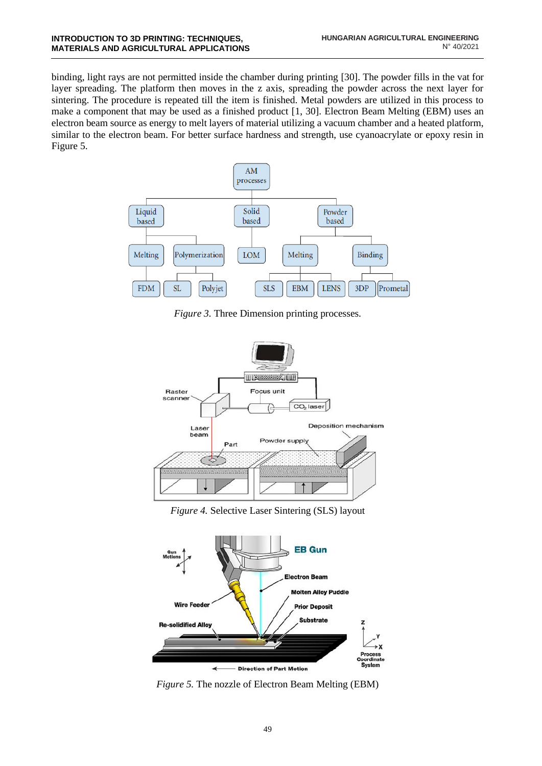binding, light rays are not permitted inside the chamber during printing [30]. The powder fills in the vat for layer spreading. The platform then moves in the z axis, spreading the powder across the next layer for sintering. The procedure is repeated till the item is finished. Metal powders are utilized in this process to make a component that may be used as a finished product [1, 30]. Electron Beam Melting (EBM) uses an electron beam source as energy to melt layers of material utilizing a vacuum chamber and a heated platform, similar to the electron beam. For better surface hardness and strength, use cyanoacrylate or epoxy resin in Figure 5.

*Figure 3.* Three Dimension printing processes.

*Figure 4.* Selective Laser Sintering (SLS) layout

*Figure 5.* The nozzle of Electron Beam Melting (EBM)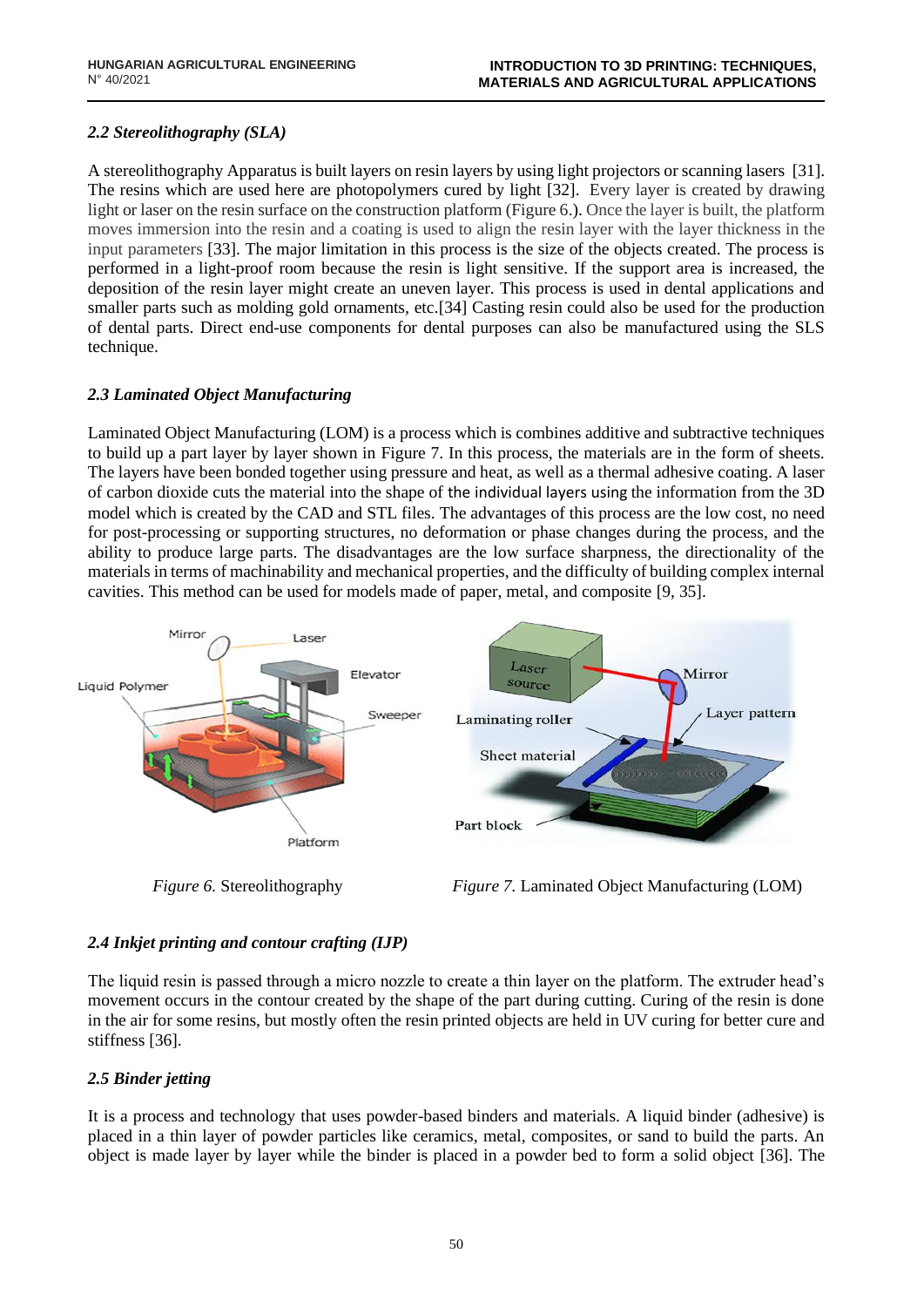### *2.2 Stereolithography (SLA)*

A stereolithography Apparatus is built layers on resin layers by using light projectors or scanning lasers [31]. The resins which are used here are photopolymers cured by light [32]. Every layer is created by drawing light or laser on the resin surface on the construction platform (Figure 6.). Once the layer is built, the platform moves immersion into the resin and a coating is used to align the resin layer with the layer thickness in the input parameters [33]. The major limitation in this process is the size of the objects created. The process is performed in a light-proof room because the resin is light sensitive. If the support area is increased, the deposition of the resin layer might create an uneven layer. This process is used in dental applications and smaller parts such as molding gold ornaments, etc.[34] Casting resin could also be used for the production of dental parts. Direct end-use components for dental purposes can also be manufactured using the SLS technique.

### *2.3 Laminated Object Manufacturing*

Laminated Object Manufacturing (LOM) is a process which is combines additive and subtractive techniques to build up a part layer by layer shown in Figure 7. In this process, the materials are in the form of sheets. The layers have been bonded together using pressure and heat, as well as a thermal adhesive coating. A laser of carbon dioxide cuts the material into the shape of the individual layers using the information from the 3D model which is created by the CAD and STL files. The advantages of this process are the low cost, no need for post-processing or supporting structures, no deformation or phase changes during the process, and the ability to produce large parts. The disadvantages are the low surface sharpness, the directionality of the materials in terms of machinability and mechanical properties, and the difficulty of building complex internal cavities. This method can be used for models made of paper, metal, and composite [9, 35].

*Figure 6.* Stereolithography

*Figure 7.* Laminated Object Manufacturing (LOM)

### *2.4 Inkjet printing and contour crafting (IJP)*

The liquid resin is passed through a micro nozzle to create a thin layer on the platform. The extruder head's movement occurs in the contour created by the shape of the part during cutting. Curing of the resin is done in the air for some resins, but mostly often the resin printed objects are held in UV curing for better cure and stiffness [36].

### *2.5 Binder jetting*

It is a process and technology that uses powder-based binders and materials. A liquid binder (adhesive) is placed in a thin layer of powder particles like ceramics, metal, composites, or sand to build the parts. An object is made layer by layer while the binder is placed in a powder bed to form a solid object [36]. The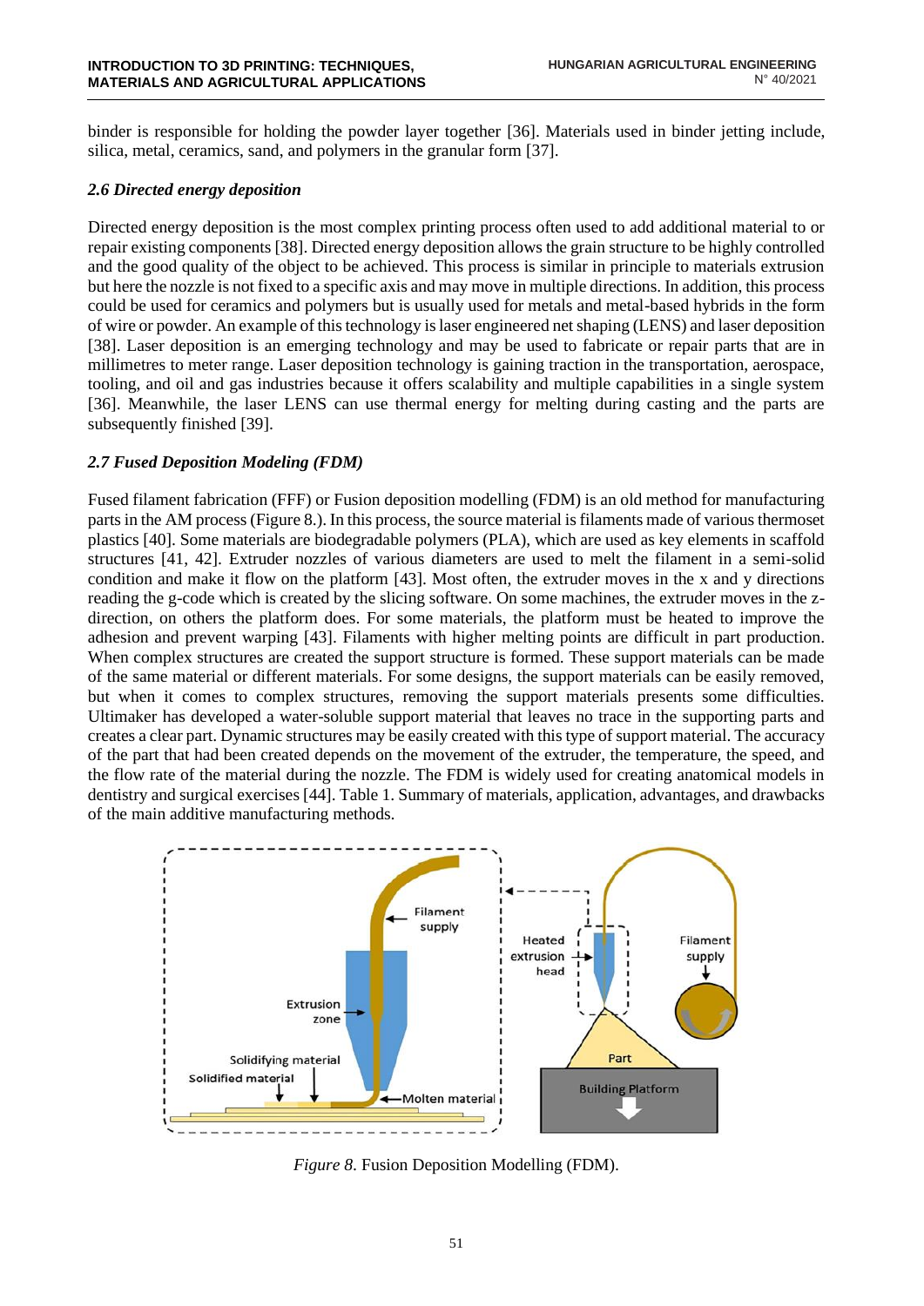binder is responsible for holding the powder layer together [36]. Materials used in binder jetting include, silica, metal, ceramics, sand, and polymers in the granular form [37].

### *2.6 Directed energy deposition*

Directed energy deposition is the most complex printing process often used to add additional material to or repair existing components [38]. Directed energy deposition allows the grain structure to be highly controlled and the good quality of the object to be achieved. This process is similar in principle to materials extrusion but here the nozzle is not fixed to a specific axis and may move in multiple directions. In addition, this process could be used for ceramics and polymers but is usually used for metals and metal-based hybrids in the form of wire or powder. An example of this technology is laser engineered net shaping (LENS) and laser deposition [38]. Laser deposition is an emerging technology and may be used to fabricate or repair parts that are in millimetres to meter range. Laser deposition technology is gaining traction in the transportation, aerospace, tooling, and oil and gas industries because it offers scalability and multiple capabilities in a single system [36]. Meanwhile, the laser LENS can use thermal energy for melting during casting and the parts are subsequently finished [39].

### *2.7 Fused Deposition Modeling (FDM)*

Fused filament fabrication (FFF) or Fusion deposition modelling (FDM) is an old method for manufacturing parts in the AM process (Figure 8.). In this process, the source material is filaments made of various thermoset plastics [40]. Some materials are biodegradable polymers (PLA), which are used as key elements in scaffold structures [41, 42]. Extruder nozzles of various diameters are used to melt the filament in a semi-solid condition and make it flow on the platform [43]. Most often, the extruder moves in the x and y directions reading the g-code which is created by the slicing software. On some machines, the extruder moves in the z-direction, on others the platform does. For some materials, the platform must be heated to improve the adhesion and prevent warping [43]. Filaments with higher melting points are difficult in part production. When complex structures are created the support structure is formed. These support materials can be made of the same material or different materials. For some designs, the support materials can be easily removed, but when it comes to complex structures, removing the support materials presents some difficulties. Ultimaker has developed a water-soluble support material that leaves no trace in the supporting parts and creates a clear part. Dynamic structures may be easily created with this type of support material. The accuracy of the part that had been created depends on the movement of the extruder, the temperature, the speed, and the flow rate of the material during the nozzle. The FDM is widely used for creating anatomical models in dentistry and surgical exercises [44]. Table 1. Summary of materials, application, advantages, and drawbacks of the main additive manufacturing methods.

*Figure 8.* Fusion Deposition Modelling (FDM).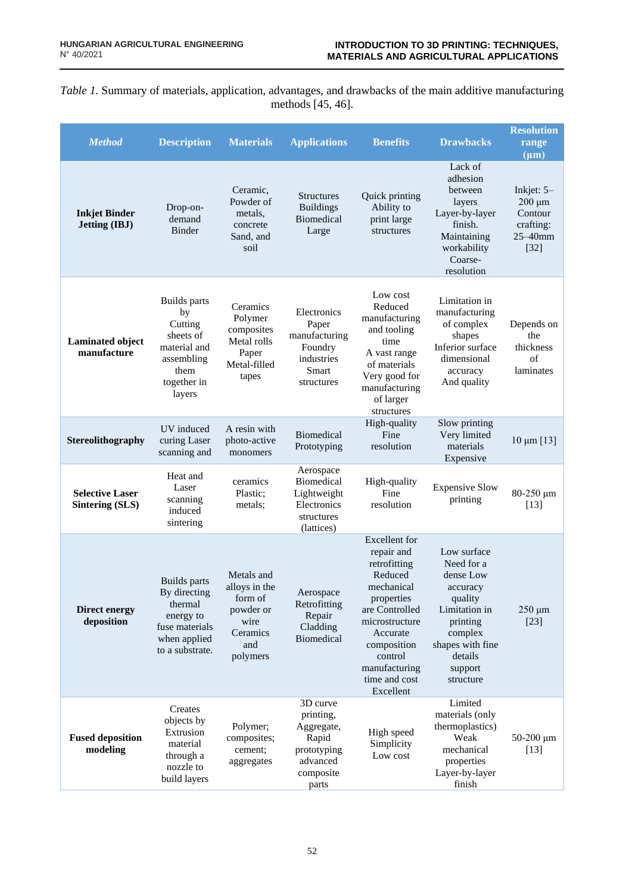*Table 1.* Summary of materials, application, advantages, and drawbacks of the main additive manufacturing methods [45, 46].

| *Method* | Description | Materials | Applications | Benefits | Drawbacks | Resolution range (µm) |
|---|---|---|---|---|---|---|
| **Inkjet Binder Jetting (IBJ)** | Drop-on-demand Binder | Ceramic, Powder of metals, concrete Sand, and soil | Structures Buildings Biomedical Large | Quick printing Ability to print large structures | Lack of adhesion between layers Layer-by-layer finish. Maintaining workability Coarse-resolution | Inkjet: 5–200 µm Contour crafting: 25–40mm [32] |
| **Laminated object manufacture** | Builds parts by Cutting sheets of material and assembling them together in layers | Ceramics Polymer composites Metal rolls Paper Metal-filled tapes | Electronics Paper manufacturing Foundry industries Smart structures | Low cost Reduced manufacturing and tooling time A vast range of materials Very good for manufacturing of larger structures | Limitation in manufacturing of complex shapes Inferior surface dimensional accuracy And quality | Depends on the thickness of laminates |
| **Stereolithography** | UV induced curing Laser scanning and | A resin with photo-active monomers | Biomedical Prototyping | High-quality Fine resolution | Slow printing Very limited materials Expensive | 10 µm [13] |
| **Selective Laser Sintering (SLS)** | Heat and Laser scanning induced sintering | ceramics Plastic; metals; | Aerospace Biomedical Lightweight Electronics structures (lattices) | High-quality Fine resolution | Expensive Slow printing | 80-250 µm [13] |
| **Direct energy deposition** | Builds parts By directing thermal energy to fuse materials when applied to a substrate. | Metals and alloys in the form of powder or wire Ceramics and polymers | Aerospace Retrofitting Repair Cladding Biomedical | Excellent for repair and retrofitting Reduced mechanical properties are Controlled microstructure Accurate composition control manufacturing time and cost Excellent | Low surface Need for a dense Low accuracy quality Limitation in printing complex shapes with fine details support structure | 250 µm [23] |
| **Fused deposition modeling** | Creates objects by Extrusion material through a nozzle to build layers | Polymer; composites; cement; aggregates | 3D curve printing, Aggregate, Rapid prototyping advanced composite parts | High speed Simplicity Low cost | Limited materials (only thermoplastics) Weak mechanical properties Layer-by-layer finish | 50-200 µm [13] |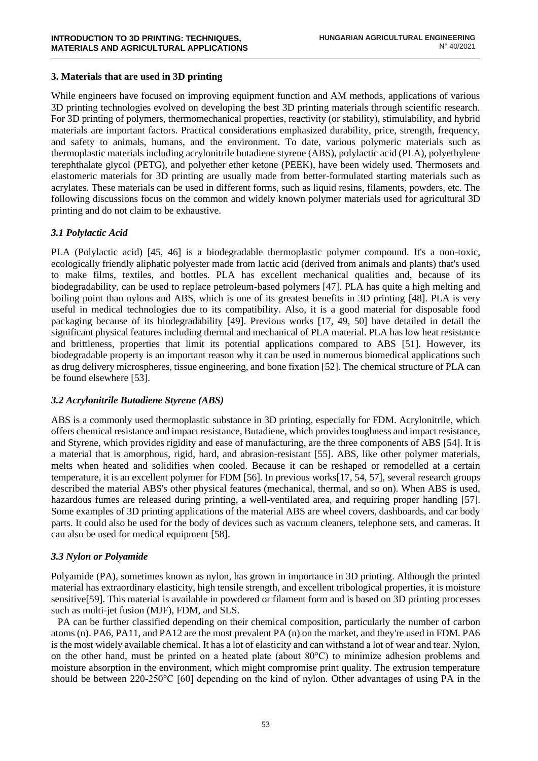## 3. Materials that are used in 3D printing

While engineers have focused on improving equipment function and AM methods, applications of various 3D printing technologies evolved on developing the best 3D printing materials through scientific research. For 3D printing of polymers, thermomechanical properties, reactivity (or stability), stimulability, and hybrid materials are important factors. Practical considerations emphasized durability, price, strength, frequency, and safety to animals, humans, and the environment. To date, various polymeric materials such as thermoplastic materials including acrylonitrile butadiene styrene (ABS), polylactic acid (PLA), polyethylene terephthalate glycol (PETG), and polyether ether ketone (PEEK), have been widely used. Thermosets and elastomeric materials for 3D printing are usually made from better-formulated starting materials such as acrylates. These materials can be used in different forms, such as liquid resins, filaments, powders, etc. The following discussions focus on the common and widely known polymer materials used for agricultural 3D printing and do not claim to be exhaustive.

### *3.1 Polylactic Acid*

PLA (Polylactic acid) [45, 46] is a biodegradable thermoplastic polymer compound. It's a non-toxic, ecologically friendly aliphatic polyester made from lactic acid (derived from animals and plants) that's used to make films, textiles, and bottles. PLA has excellent mechanical qualities and, because of its biodegradability, can be used to replace petroleum-based polymers [47]. PLA has quite a high melting and boiling point than nylons and ABS, which is one of its greatest benefits in 3D printing [48]. PLA is very useful in medical technologies due to its compatibility. Also, it is a good material for disposable food packaging because of its biodegradability [49]. Previous works [17, 49, 50] have detailed in detail the significant physical features including thermal and mechanical of PLA material. PLA has low heat resistance and brittleness, properties that limit its potential applications compared to ABS [51]. However, its biodegradable property is an important reason why it can be used in numerous biomedical applications such as drug delivery microspheres, tissue engineering, and bone fixation [52]. The chemical structure of PLA can be found elsewhere [53].

### *3.2 Acrylonitrile Butadiene Styrene (ABS)*

ABS is a commonly used thermoplastic substance in 3D printing, especially for FDM. Acrylonitrile, which offers chemical resistance and impact resistance, Butadiene, which provides toughness and impact resistance, and Styrene, which provides rigidity and ease of manufacturing, are the three components of ABS [54]. It is a material that is amorphous, rigid, hard, and abrasion-resistant [55]. ABS, like other polymer materials, melts when heated and solidifies when cooled. Because it can be reshaped or remodelled at a certain temperature, it is an excellent polymer for FDM [56]. In previous works[17, 54, 57], several research groups described the material ABS's other physical features (mechanical, thermal, and so on). When ABS is used, hazardous fumes are released during printing, a well-ventilated area, and requiring proper handling [57]. Some examples of 3D printing applications of the material ABS are wheel covers, dashboards, and car body parts. It could also be used for the body of devices such as vacuum cleaners, telephone sets, and cameras. It can also be used for medical equipment [58].

### *3.3 Nylon or Polyamide*

Polyamide (PA), sometimes known as nylon, has grown in importance in 3D printing. Although the printed material has extraordinary elasticity, high tensile strength, and excellent tribological properties, it is moisture sensitive[59]. This material is available in powdered or filament form and is based on 3D printing processes such as multi-jet fusion (MJF), FDM, and SLS.

PA can be further classified depending on their chemical composition, particularly the number of carbon atoms (n). PA6, PA11, and PA12 are the most prevalent PA (n) on the market, and they're used in FDM. PA6 is the most widely available chemical. It has a lot of elasticity and can withstand a lot of wear and tear. Nylon, on the other hand, must be printed on a heated plate (about 80°C) to minimize adhesion problems and moisture absorption in the environment, which might compromise print quality. The extrusion temperature should be between 220-250°C [60] depending on the kind of nylon. Other advantages of using PA in the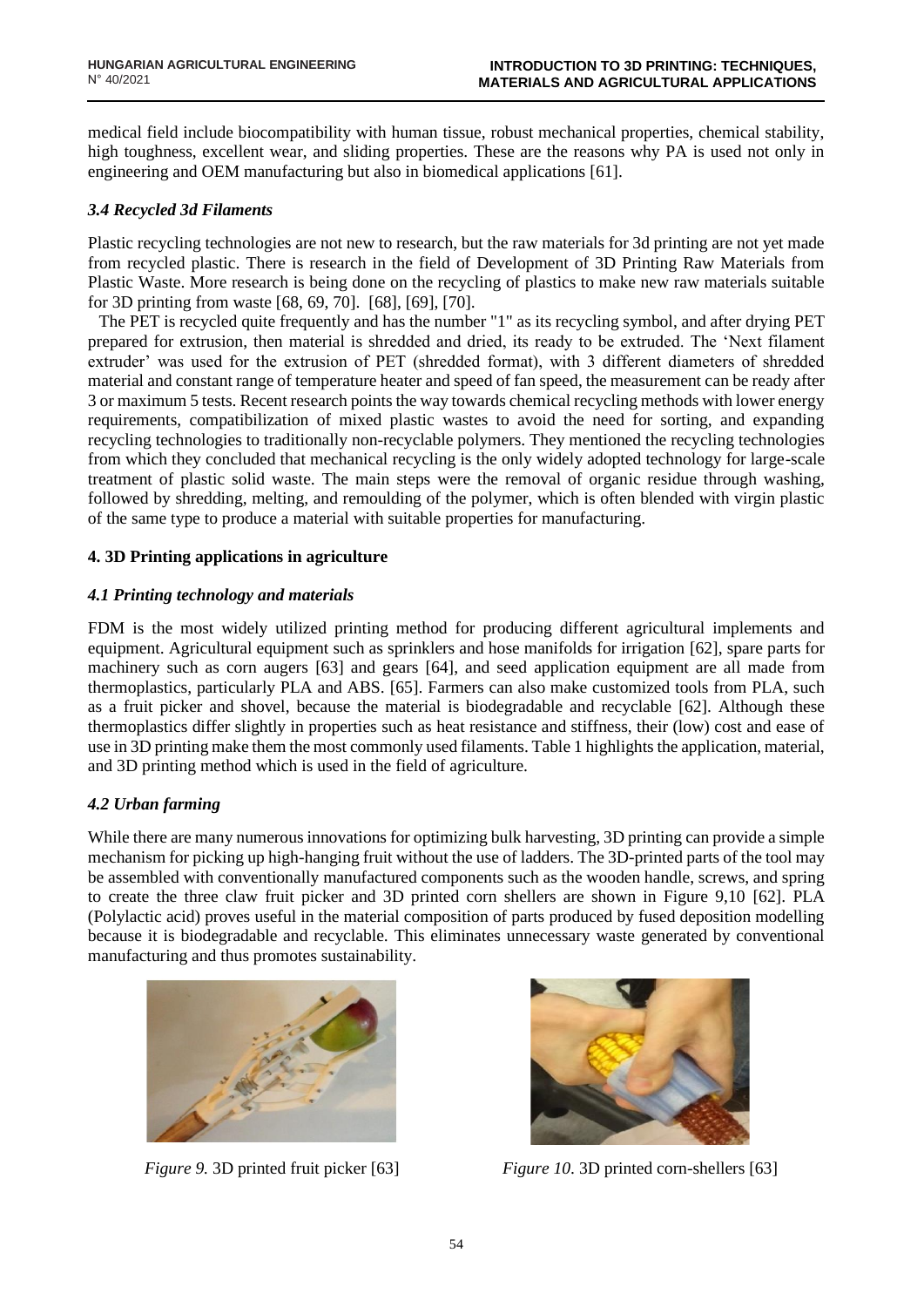medical field include biocompatibility with human tissue, robust mechanical properties, chemical stability, high toughness, excellent wear, and sliding properties. These are the reasons why PA is used not only in engineering and OEM manufacturing but also in biomedical applications [61].

### *3.4 Recycled 3d Filaments*

Plastic recycling technologies are not new to research, but the raw materials for 3d printing are not yet made from recycled plastic. There is research in the field of Development of 3D Printing Raw Materials from Plastic Waste. More research is being done on the recycling of plastics to make new raw materials suitable for 3D printing from waste [68, 69, 70]. [68], [69], [70].

The PET is recycled quite frequently and has the number "1" as its recycling symbol, and after drying PET prepared for extrusion, then material is shredded and dried, its ready to be extruded. The 'Next filament extruder' was used for the extrusion of PET (shredded format), with 3 different diameters of shredded material and constant range of temperature heater and speed of fan speed, the measurement can be ready after 3 or maximum 5 tests. Recent research points the way towards chemical recycling methods with lower energy requirements, compatibilization of mixed plastic wastes to avoid the need for sorting, and expanding recycling technologies to traditionally non-recyclable polymers. They mentioned the recycling technologies from which they concluded that mechanical recycling is the only widely adopted technology for large-scale treatment of plastic solid waste. The main steps were the removal of organic residue through washing, followed by shredding, melting, and remoulding of the polymer, which is often blended with virgin plastic of the same type to produce a material with suitable properties for manufacturing.

## 4. 3D Printing applications in agriculture

### *4.1 Printing technology and materials*

FDM is the most widely utilized printing method for producing different agricultural implements and equipment. Agricultural equipment such as sprinklers and hose manifolds for irrigation [62], spare parts for machinery such as corn augers [63] and gears [64], and seed application equipment are all made from thermoplastics, particularly PLA and ABS. [65]. Farmers can also make customized tools from PLA, such as a fruit picker and shovel, because the material is biodegradable and recyclable [62]. Although these thermoplastics differ slightly in properties such as heat resistance and stiffness, their (low) cost and ease of use in 3D printing make them the most commonly used filaments. Table 1 highlights the application, material, and 3D printing method which is used in the field of agriculture.

### *4.2 Urban farming*

While there are many numerous innovations for optimizing bulk harvesting, 3D printing can provide a simple mechanism for picking up high-hanging fruit without the use of ladders. The 3D-printed parts of the tool may be assembled with conventionally manufactured components such as the wooden handle, screws, and spring to create the three claw fruit picker and 3D printed corn shellers are shown in Figure 9,10 [62]. PLA (Polylactic acid) proves useful in the material composition of parts produced by fused deposition modelling because it is biodegradable and recyclable. This eliminates unnecessary waste generated by conventional manufacturing and thus promotes sustainability.

*Figure 9.* 3D printed fruit picker [63]

*Figure 10.* 3D printed corn-shellers [63]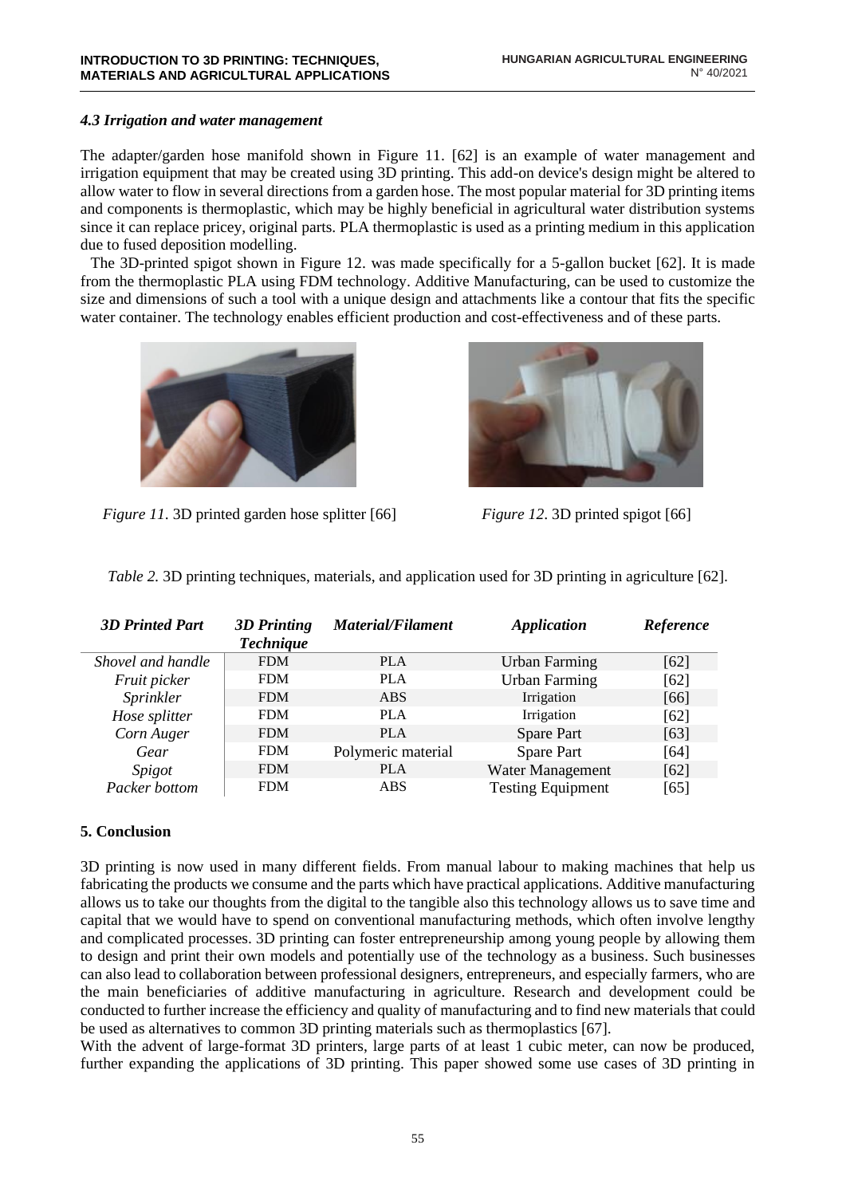### 4.3 Irrigation and water management

The adapter/garden hose manifold shown in Figure 11. [62] is an example of water management and irrigation equipment that may be created using 3D printing. This add-on device's design might be altered to allow water to flow in several directions from a garden hose. The most popular material for 3D printing items and components is thermoplastic, which may be highly beneficial in agricultural water distribution systems since it can replace pricey, original parts. PLA thermoplastic is used as a printing medium in this application due to fused deposition modelling.

The 3D-printed spigot shown in Figure 12. was made specifically for a 5-gallon bucket [62]. It is made from the thermoplastic PLA using FDM technology. Additive Manufacturing, can be used to customize the size and dimensions of such a tool with a unique design and attachments like a contour that fits the specific water container. The technology enables efficient production and cost-effectiveness and of these parts.

*Figure 11*. 3D printed garden hose splitter [66]

*Figure 12*. 3D printed spigot [66]

*Table 2.* 3D printing techniques, materials, and application used for 3D printing in agriculture [62].

| *3D Printed Part* | *3D Printing Technique* | *Material/Filament* | *Application* | *Reference* |
|---|---|---|---|---|
| *Shovel and handle* | FDM | PLA | Urban Farming | [62] |
| *Fruit picker* | FDM | PLA | Urban Farming | [62] |
| *Sprinkler* | FDM | ABS | Irrigation | [66] |
| *Hose splitter* | FDM | PLA | Irrigation | [62] |
| *Corn Auger* | FDM | PLA | Spare Part | [63] |
| *Gear* | FDM | Polymeric material | Spare Part | [64] |
| *Spigot* | FDM | PLA | Water Management | [62] |
| *Packer bottom* | FDM | ABS | Testing Equipment | [65] |

## 5. Conclusion

3D printing is now used in many different fields. From manual labour to making machines that help us fabricating the products we consume and the parts which have practical applications. Additive manufacturing allows us to take our thoughts from the digital to the tangible also this technology allows us to save time and capital that we would have to spend on conventional manufacturing methods, which often involve lengthy and complicated processes. 3D printing can foster entrepreneurship among young people by allowing them to design and print their own models and potentially use of the technology as a business. Such businesses can also lead to collaboration between professional designers, entrepreneurs, and especially farmers, who are the main beneficiaries of additive manufacturing in agriculture. Research and development could be conducted to further increase the efficiency and quality of manufacturing and to find new materials that could be used as alternatives to common 3D printing materials such as thermoplastics [67].

With the advent of large-format 3D printers, large parts of at least 1 cubic meter, can now be produced, further expanding the applications of 3D printing. This paper showed some use cases of 3D printing in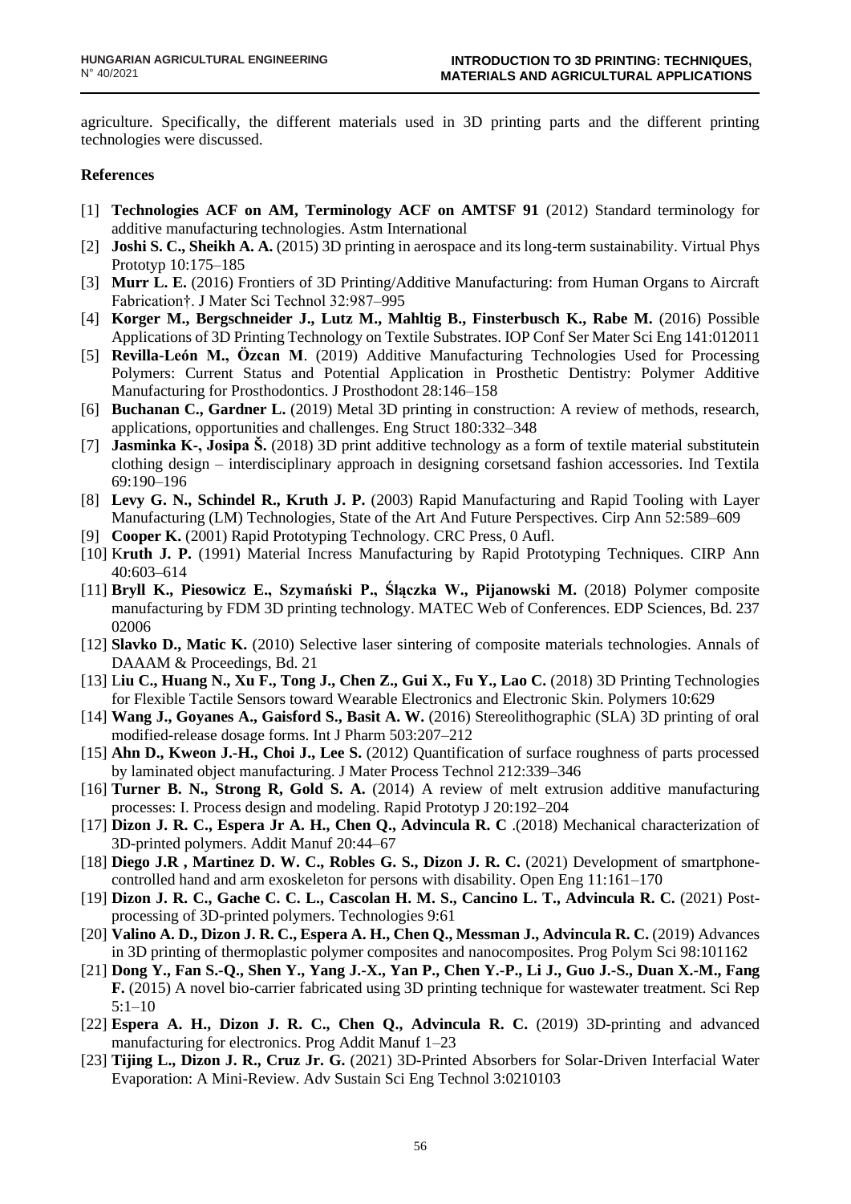agriculture. Specifically, the different materials used in 3D printing parts and the different printing technologies were discussed.

## References

[1] **Technologies ACF on AM, Terminology ACF on AMTSF 91** (2012) Standard terminology for additive manufacturing technologies. Astm International

[2] **Joshi S. C., Sheikh A. A.** (2015) 3D printing in aerospace and its long-term sustainability. Virtual Phys Prototyp 10:175–185

[3] **Murr L. E.** (2016) Frontiers of 3D Printing/Additive Manufacturing: from Human Organs to Aircraft Fabrication†. J Mater Sci Technol 32:987–995

[4] **Korger M., Bergschneider J., Lutz M., Mahltig B., Finsterbusch K., Rabe M.** (2016) Possible Applications of 3D Printing Technology on Textile Substrates. IOP Conf Ser Mater Sci Eng 141:012011

[5] **Revilla-León M., Özcan M**. (2019) Additive Manufacturing Technologies Used for Processing Polymers: Current Status and Potential Application in Prosthetic Dentistry: Polymer Additive Manufacturing for Prosthodontics. J Prosthodont 28:146–158

[6] **Buchanan C., Gardner L.** (2019) Metal 3D printing in construction: A review of methods, research, applications, opportunities and challenges. Eng Struct 180:332–348

[7] **Jasminka K-, Josipa Š.** (2018) 3D print additive technology as a form of textile material substitutein clothing design – interdisciplinary approach in designing corsetsand fashion accessories. Ind Textila 69:190–196

[8] **Levy G. N., Schindel R., Kruth J. P.** (2003) Rapid Manufacturing and Rapid Tooling with Layer Manufacturing (LM) Technologies, State of the Art And Future Perspectives. Cirp Ann 52:589–609

[9] **Cooper K.** (2001) Rapid Prototyping Technology. CRC Press, 0 Aufl.

[10] K**ruth J. P.** (1991) Material Incress Manufacturing by Rapid Prototyping Techniques. CIRP Ann 40:603–614

[11] **Bryll K., Piesowicz E., Szymański P., Ślączka W., Pijanowski M.** (2018) Polymer composite manufacturing by FDM 3D printing technology. MATEC Web of Conferences. EDP Sciences, Bd. 237 02006

[12] **Slavko D., Matic K.** (2010) Selective laser sintering of composite materials technologies. Annals of DAAAM & Proceedings, Bd. 21

[13] L**iu C., Huang N., Xu F., Tong J., Chen Z., Gui X., Fu Y., Lao C.** (2018) 3D Printing Technologies for Flexible Tactile Sensors toward Wearable Electronics and Electronic Skin. Polymers 10:629

[14] **Wang J., Goyanes A., Gaisford S., Basit A. W.** (2016) Stereolithographic (SLA) 3D printing of oral modified-release dosage forms. Int J Pharm 503:207–212

[15] **Ahn D., Kweon J.-H., Choi J., Lee S.** (2012) Quantification of surface roughness of parts processed by laminated object manufacturing. J Mater Process Technol 212:339–346

[16] **Turner B. N., Strong R, Gold S. A.** (2014) A review of melt extrusion additive manufacturing processes: I. Process design and modeling. Rapid Prototyp J 20:192–204

[17] **Dizon J. R. C., Espera Jr A. H., Chen Q., Advincula R. C** .(2018) Mechanical characterization of 3D-printed polymers. Addit Manuf 20:44–67

[18] **Diego J.R , Martinez D. W. C., Robles G. S., Dizon J. R. C.** (2021) Development of smartphone-controlled hand and arm exoskeleton for persons with disability. Open Eng 11:161–170

[19] **Dizon J. R. C., Gache C. C. L., Cascolan H. M. S., Cancino L. T., Advincula R. C.** (2021) Post-processing of 3D-printed polymers. Technologies 9:61

[20] **Valino A. D., Dizon J. R. C., Espera A. H., Chen Q., Messman J., Advincula R. C.** (2019) Advances in 3D printing of thermoplastic polymer composites and nanocomposites. Prog Polym Sci 98:101162

[21] **Dong Y., Fan S.-Q., Shen Y., Yang J.-X., Yan P., Chen Y.-P., Li J., Guo J.-S., Duan X.-M., Fang F.** (2015) A novel bio-carrier fabricated using 3D printing technique for wastewater treatment. Sci Rep 5:1–10

[22] **Espera A. H., Dizon J. R. C., Chen Q., Advincula R. C.** (2019) 3D-printing and advanced manufacturing for electronics. Prog Addit Manuf 1–23

[23] **Tijing L., Dizon J. R., Cruz Jr. G.** (2021) 3D-Printed Absorbers for Solar-Driven Interfacial Water Evaporation: A Mini-Review. Adv Sustain Sci Eng Technol 3:0210103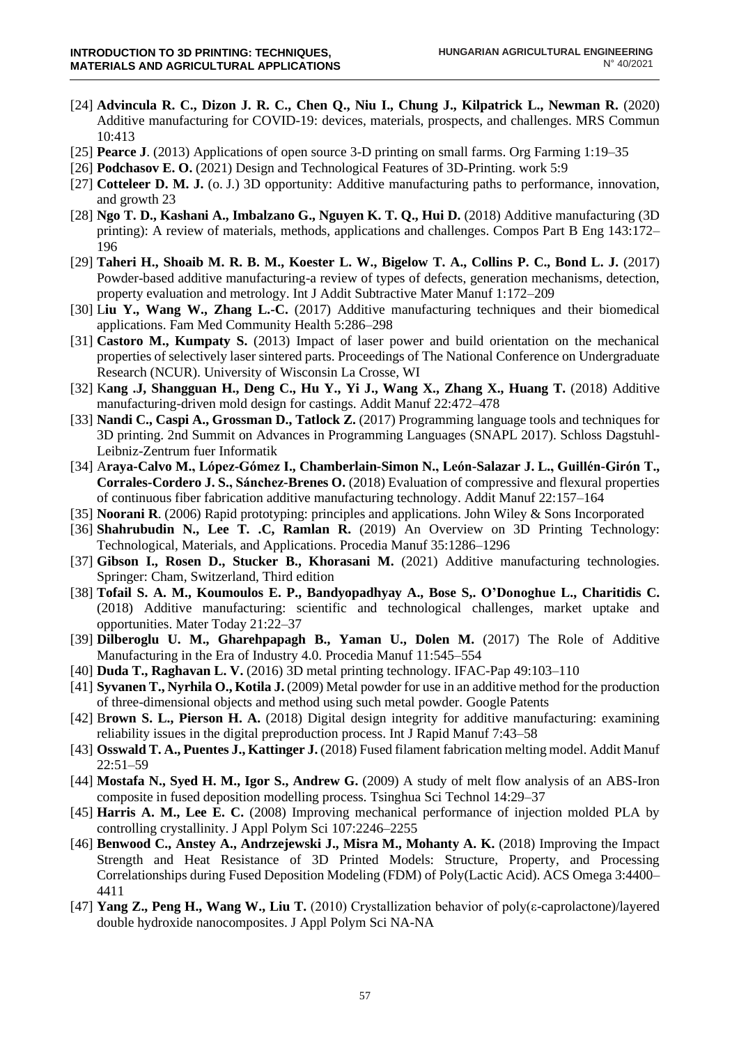[24] **Advincula R. C., Dizon J. R. C., Chen Q., Niu I., Chung J., Kilpatrick L., Newman R.** (2020) Additive manufacturing for COVID-19: devices, materials, prospects, and challenges. MRS Commun 10:413

[25] **Pearce J**. (2013) Applications of open source 3-D printing on small farms. Org Farming 1:19–35

[26] **Podchasov E. O.** (2021) Design and Technological Features of 3D-Printing. work 5:9

[27] **Cotteleer D. M. J.** (o. J.) 3D opportunity: Additive manufacturing paths to performance, innovation, and growth 23

[28] **Ngo T. D., Kashani A., Imbalzano G., Nguyen K. T. Q., Hui D.** (2018) Additive manufacturing (3D printing): A review of materials, methods, applications and challenges. Compos Part B Eng 143:172–196

[29] **Taheri H., Shoaib M. R. B. M., Koester L. W., Bigelow T. A., Collins P. C., Bond L. J.** (2017) Powder-based additive manufacturing-a review of types of defects, generation mechanisms, detection, property evaluation and metrology. Int J Addit Subtractive Mater Manuf 1:172–209

[30] L**iu Y., Wang W., Zhang L.-C.** (2017) Additive manufacturing techniques and their biomedical applications. Fam Med Community Health 5:286–298

[31] **Castoro M., Kumpaty S.** (2013) Impact of laser power and build orientation on the mechanical properties of selectively laser sintered parts. Proceedings of The National Conference on Undergraduate Research (NCUR). University of Wisconsin La Crosse, WI

[32] K**ang .J, Shangguan H., Deng C., Hu Y., Yi J., Wang X., Zhang X., Huang T.** (2018) Additive manufacturing-driven mold design for castings. Addit Manuf 22:472–478

[33] **Nandi C., Caspi A., Grossman D., Tatlock Z.** (2017) Programming language tools and techniques for 3D printing. 2nd Summit on Advances in Programming Languages (SNAPL 2017). Schloss Dagstuhl-Leibniz-Zentrum fuer Informatik

[34] A**raya-Calvo M., López-Gómez I., Chamberlain-Simon N., León-Salazar J. L., Guillén-Girón T., Corrales-Cordero J. S., Sánchez-Brenes O.** (2018) Evaluation of compressive and flexural properties of continuous fiber fabrication additive manufacturing technology. Addit Manuf 22:157–164

[35] **Noorani R**. (2006) Rapid prototyping: principles and applications. John Wiley & Sons Incorporated

[36] **Shahrubudin N., Lee T. .C, Ramlan R.** (2019) An Overview on 3D Printing Technology: Technological, Materials, and Applications. Procedia Manuf 35:1286–1296

[37] **Gibson I., Rosen D., Stucker B., Khorasani M.** (2021) Additive manufacturing technologies. Springer: Cham, Switzerland, Third edition

[38] **Tofail S. A. M., Koumoulos E. P., Bandyopadhyay A., Bose S,. O'Donoghue L., Charitidis C.** (2018) Additive manufacturing: scientific and technological challenges, market uptake and opportunities. Mater Today 21:22–37

[39] **Dilberoglu U. M., Gharehpapagh B., Yaman U., Dolen M.** (2017) The Role of Additive Manufacturing in the Era of Industry 4.0. Procedia Manuf 11:545–554

[40] **Duda T., Raghavan L. V.** (2016) 3D metal printing technology. IFAC-Pap 49:103–110

[41] **Syvanen T., Nyrhila O., Kotila J.** (2009) Metal powder for use in an additive method for the production of three-dimensional objects and method using such metal powder. Google Patents

[42] B**rown S. L., Pierson H. A.** (2018) Digital design integrity for additive manufacturing: examining reliability issues in the digital preproduction process. Int J Rapid Manuf 7:43–58

[43] **Osswald T. A., Puentes J., Kattinger J.** (2018) Fused filament fabrication melting model. Addit Manuf 22:51–59

[44] **Mostafa N., Syed H. M., Igor S., Andrew G.** (2009) A study of melt flow analysis of an ABS-Iron composite in fused deposition modelling process. Tsinghua Sci Technol 14:29–37

[45] **Harris A. M., Lee E. C.** (2008) Improving mechanical performance of injection molded PLA by controlling crystallinity. J Appl Polym Sci 107:2246–2255

[46] **Benwood C., Anstey A., Andrzejewski J., Misra M., Mohanty A. K.** (2018) Improving the Impact Strength and Heat Resistance of 3D Printed Models: Structure, Property, and Processing Correlationships during Fused Deposition Modeling (FDM) of Poly(Lactic Acid). ACS Omega 3:4400–4411

[47] **Yang Z., Peng H., Wang W., Liu T.** (2010) Crystallization behavior of poly(ε-caprolactone)/layered double hydroxide nanocomposites. J Appl Polym Sci NA-NA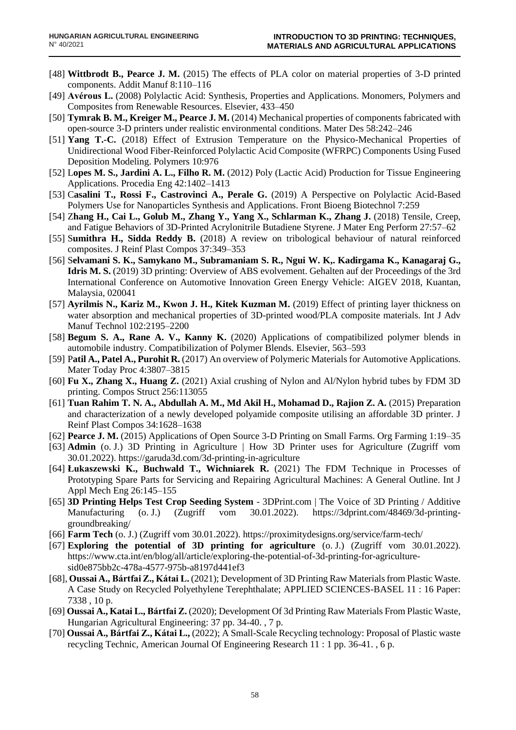[48] **Wittbrodt B., Pearce J. M.** (2015) The effects of PLA color on material properties of 3-D printed components. Addit Manuf 8:110–116

[49] **Avérous L.** (2008) Polylactic Acid: Synthesis, Properties and Applications. Monomers, Polymers and Composites from Renewable Resources. Elsevier, 433–450

[50] **Tymrak B. M., Kreiger M., Pearce J. M.** (2014) Mechanical properties of components fabricated with open-source 3-D printers under realistic environmental conditions. Mater Des 58:242–246

[51] **Yang T.-C.** (2018) Effect of Extrusion Temperature on the Physico-Mechanical Properties of Unidirectional Wood Fiber-Reinforced Polylactic Acid Composite (WFRPC) Components Using Fused Deposition Modeling. Polymers 10:976

[52] L**opes M. S., Jardini A. L., Filho R. M.** (2012) Poly (Lactic Acid) Production for Tissue Engineering Applications. Procedia Eng 42:1402–1413

[53] C**asalini T., Rossi F., Castrovinci A., Perale G.** (2019) A Perspective on Polylactic Acid-Based Polymers Use for Nanoparticles Synthesis and Applications. Front Bioeng Biotechnol 7:259

[54] Z**hang H., Cai L., Golub M., Zhang Y., Yang X., Schlarman K., Zhang J.** (2018) Tensile, Creep, and Fatigue Behaviors of 3D-Printed Acrylonitrile Butadiene Styrene. J Mater Eng Perform 27:57–62

[55] S**umithra H., Sidda Reddy B.** (2018) A review on tribological behaviour of natural reinforced composites. J Reinf Plast Compos 37:349–353

[56] S**elvamani S. K., Samykano M., Subramaniam S. R., Ngui W. K,. Kadirgama K., Kanagaraj G., Idris M. S.** (2019) 3D printing: Overview of ABS evolvement. Gehalten auf der Proceedings of the 3rd International Conference on Automotive Innovation Green Energy Vehicle: AIGEV 2018, Kuantan, Malaysia, 020041

[57] **Ayrilmis N., Kariz M., Kwon J. H., Kitek Kuzman M.** (2019) Effect of printing layer thickness on water absorption and mechanical properties of 3D-printed wood/PLA composite materials. Int J Adv Manuf Technol 102:2195–2200

[58] **Begum S. A., Rane A. V., Kanny K.** (2020) Applications of compatibilized polymer blends in automobile industry. Compatibilization of Polymer Blends. Elsevier, 563–593

[59] P**atil A., Patel A., Purohit R.** (2017) An overview of Polymeric Materials for Automotive Applications. Mater Today Proc 4:3807–3815

[60] **Fu X., Zhang X., Huang Z.** (2021) Axial crushing of Nylon and Al/Nylon hybrid tubes by FDM 3D printing. Compos Struct 256:113055

[61] **Tuan Rahim T. N. A., Abdullah A. M., Md Akil H., Mohamad D., Rajion Z. A.** (2015) Preparation and characterization of a newly developed polyamide composite utilising an affordable 3D printer. J Reinf Plast Compos 34:1628–1638

[62] **Pearce J. M.** (2015) Applications of Open Source 3-D Printing on Small Farms. Org Farming 1:19–35

[63] **Admin** (o. J.) 3D Printing in Agriculture | How 3D Printer uses for Agriculture (Zugriff vom 30.01.2022). https://garuda3d.com/3d-printing-in-agriculture

[64] **Łukaszewski K., Buchwald T., Wichniarek R.** (2021) The FDM Technique in Processes of Prototyping Spare Parts for Servicing and Repairing Agricultural Machines: A General Outline. Int J Appl Mech Eng 26:145–155

[65] **3D Printing Helps Test Crop Seeding System** - 3DPrint.com | The Voice of 3D Printing / Additive Manufacturing (o. J.) (Zugriff vom 30.01.2022). https://3dprint.com/48469/3d-printing-groundbreaking/

[66] **Farm Tech** (o. J.) (Zugriff vom 30.01.2022). https://proximitydesigns.org/service/farm-tech/

[67] **Exploring the potential of 3D printing for agriculture** (o. J.) (Zugriff vom 30.01.2022). https://www.cta.int/en/blog/all/article/exploring-the-potential-of-3d-printing-for-agriculture-sid0e875bb2c-478a-4577-975b-a8197d441ef3

[68], **Oussai A., Bártfai Z., Kátai L.** (2021); Development of 3D Printing Raw Materials from Plastic Waste. A Case Study on Recycled Polyethylene Terephthalate; APPLIED SCIENCES-BASEL 11 : 16 Paper: 7338 , 10 p.

[69] **Oussai A., Katai L., Bártfai Z.** (2020); Development Of 3d Printing Raw Materials From Plastic Waste, Hungarian Agricultural Engineering: 37 pp. 34-40. , 7 p.

[70] **Oussai A., Bártfai Z., Kátai L.,** (2022); A Small-Scale Recycling technology: Proposal of Plastic waste recycling Technic, American Journal Of Engineering Research 11 : 1 pp. 36-41. , 6 p.